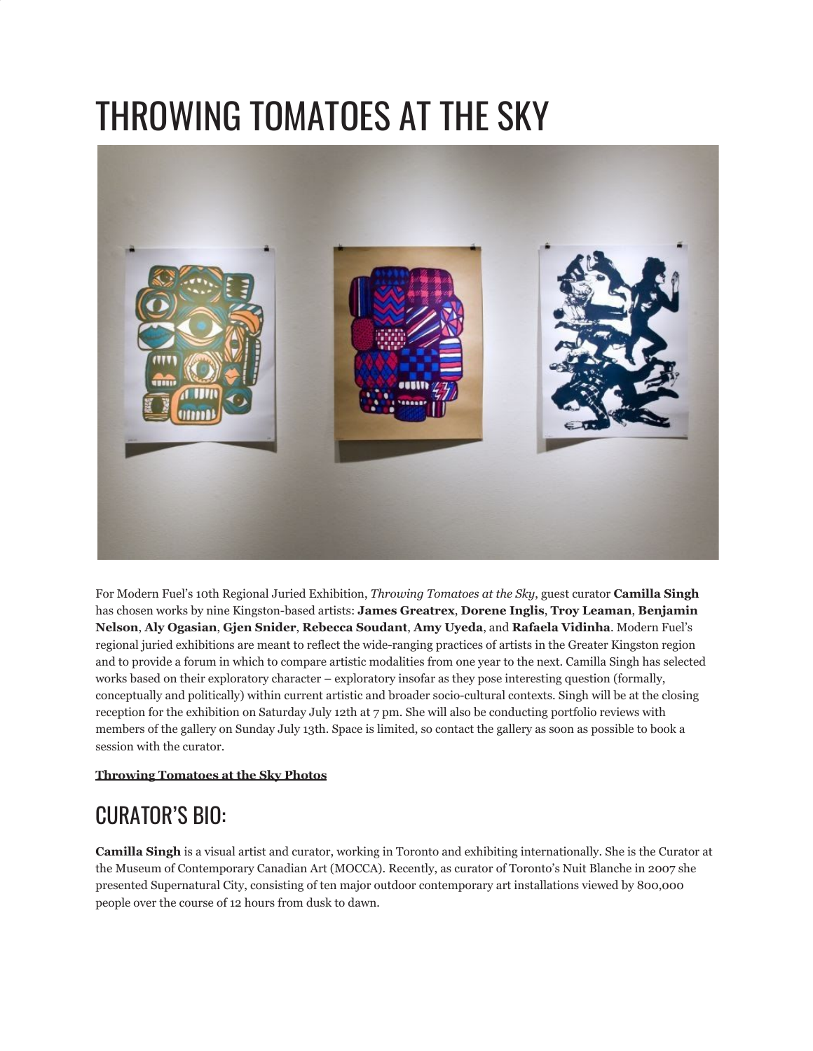# THROWING TOMATOES AT THE SKY

For Modern Fuel's 10th Regional Juried Exhibition, *Throwing Tomatoes at the Sky*, guest curator **Camilla Singh** has chosen works by nine Kingston-based artists: **James Greatrex**, **Dorene Inglis**, **Troy Leaman**, **Benjamin Nelson**, **Aly Ogasian**, **Gjen Snider**, **Rebecca Soudant**, **Amy Uyeda**, and **Rafaela Vidinha**. Modern Fuel's regional juried exhibitions are meant to reflect the wide-ranging practices of artists in the Greater Kingston region and to provide a forum in which to compare artistic modalities from one year to the next. Camilla Singh has selected works based on their exploratory character – exploratory insofar as they pose interesting question (formally, conceptually and politically) within current artistic and broader socio-cultural contexts. Singh will be at the closing reception for the exhibition on Saturday July 12th at 7 pm. She will also be conducting portfolio reviews with members of the gallery on Sunday July 13th. Space is limited, so contact the gallery as soon as possible to book a session with the curator.

**Throwing Tomatoes at the Sky Photos**

## CURATOR'S BIO:

**Camilla Singh** is a visual artist and curator, working in Toronto and exhibiting internationally. She is the Curator at the Museum of Contemporary Canadian Art (MOCCA). Recently, as curator of Toronto's Nuit Blanche in 2007 she presented Supernatural City, consisting of ten major outdoor contemporary art installations viewed by 800,000 people over the course of 12 hours from dusk to dawn.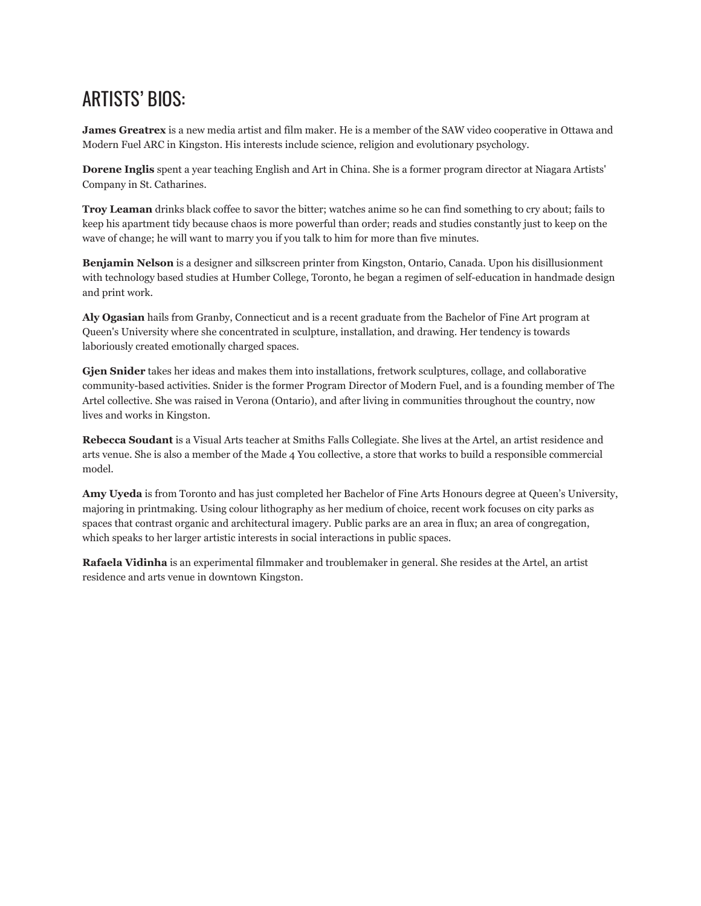# ARTISTS' BIOS:

**James Greatrex** is a new media artist and film maker. He is a member of the SAW video cooperative in Ottawa and Modern Fuel ARC in Kingston. His interests include science, religion and evolutionary psychology.

**Dorene Inglis** spent a year teaching English and Art in China. She is a former program director at Niagara Artists' Company in St. Catharines.

**Troy Leaman** drinks black coffee to savor the bitter; watches anime so he can find something to cry about; fails to keep his apartment tidy because chaos is more powerful than order; reads and studies constantly just to keep on the wave of change; he will want to marry you if you talk to him for more than five minutes.

**Benjamin Nelson** is a designer and silkscreen printer from Kingston, Ontario, Canada. Upon his disillusionment with technology based studies at Humber College, Toronto, he began a regimen of self-education in handmade design and print work.

**Aly Ogasian** hails from Granby, Connecticut and is a recent graduate from the Bachelor of Fine Art program at Queen's University where she concentrated in sculpture, installation, and drawing. Her tendency is towards laboriously created emotionally charged spaces.

**Gjen Snider** takes her ideas and makes them into installations, fretwork sculptures, collage, and collaborative community-based activities. Snider is the former Program Director of Modern Fuel, and is a founding member of The Artel collective. She was raised in Verona (Ontario), and after living in communities throughout the country, now lives and works in Kingston.

**Rebecca Soudant** is a Visual Arts teacher at Smiths Falls Collegiate. She lives at the Artel, an artist residence and arts venue. She is also a member of the Made 4 You collective, a store that works to build a responsible commercial model.

**Amy Uyeda** is from Toronto and has just completed her Bachelor of Fine Arts Honours degree at Queen's University, majoring in printmaking. Using colour lithography as her medium of choice, recent work focuses on city parks as spaces that contrast organic and architectural imagery. Public parks are an area in flux; an area of congregation, which speaks to her larger artistic interests in social interactions in public spaces.

**Rafaela Vidinha** is an experimental filmmaker and troublemaker in general. She resides at the Artel, an artist residence and arts venue in downtown Kingston.